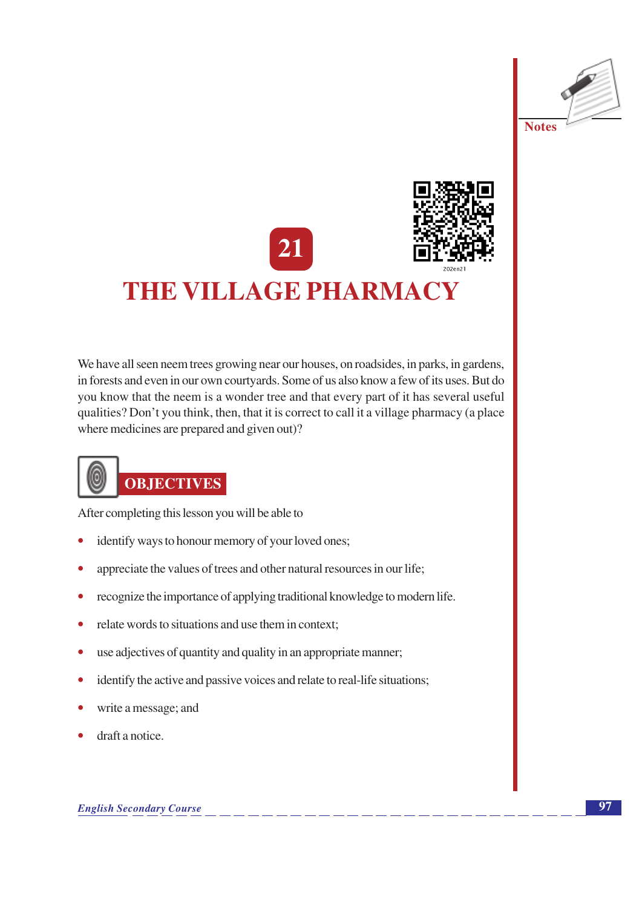Notes

202en21

# 21

# THE VILLAGE PHARMACY

We have all seen neem trees growing near our houses, on roadsides, in parks, in gardens, in forests and even in our own courtyards. Some of us also know a few of its uses. But do you know that the neem is a wonder tree and that every part of it has several useful qualities? Don't you think, then, that it is correct to call it a village pharmacy (a place where medicines are prepared and given out)?

## OBJECTIVES

After completing this lesson you will be able to

- identify ways to honour memory of your loved ones;
- appreciate the values of trees and other natural resources in our life;
- recognize the importance of applying traditional knowledge to modern life.
- relate words to situations and use them in context;
- use adjectives of quantity and quality in an appropriate manner;
- identify the active and passive voices and relate to real-life situations;
- write a message; and
- draft a notice.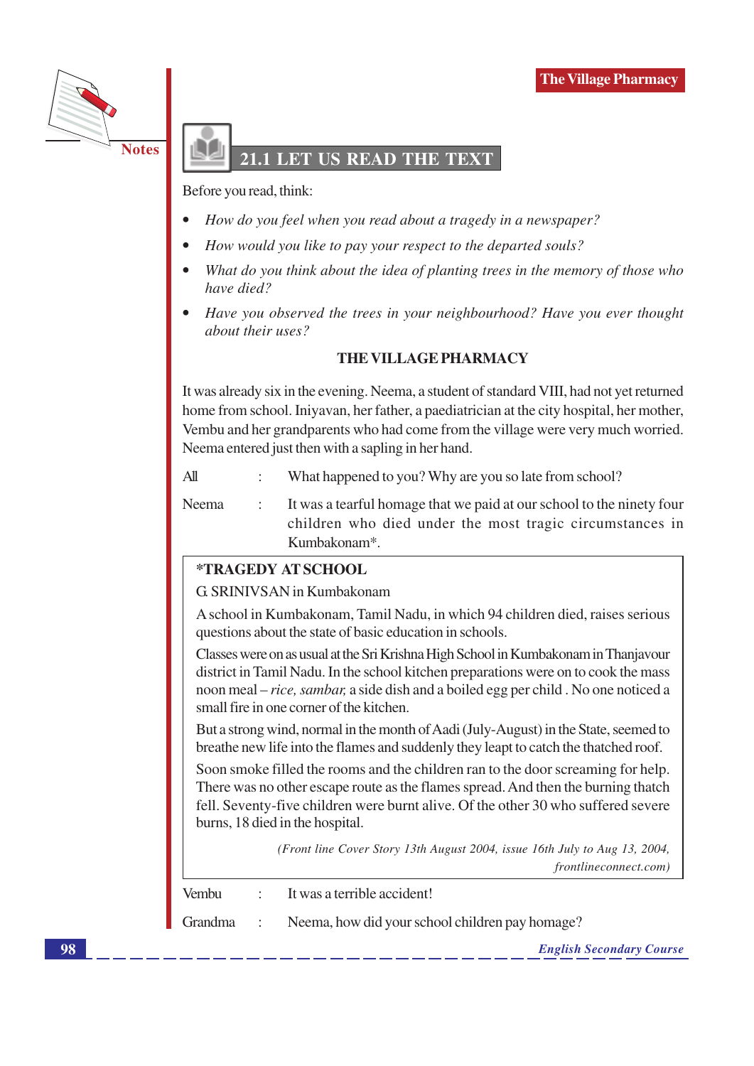## 21.1 LET US READ THE TEXT

Before you read, think:

- *How do you feel when you read about a tragedy in a newspaper?*
- *How would you like to pay your respect to the departed souls?*
- *What do you think about the idea of planting trees in the memory of those who have died?*
- *Have you observed the trees in your neighbourhood? Have you ever thought about their uses?*

### THE VILLAGE PHARMACY

It was already six in the evening. Neema, a student of standard VIII, had not yet returned home from school. Iniyavan, her father, a paediatrician at the city hospital, her mother, Vembu and her grandparents who had come from the village were very much worried. Neema entered just then with a sapling in her hand.

All : What happened to you? Why are you so late from school?

Neema : It was a tearful homage that we paid at our school to the ninety four children who died under the most tragic circumstances in Kumbakonam*.

> **\*TRAGEDY AT SCHOOL**
>
> G. SRINIVSAN in Kumbakonam
>
> A school in Kumbakonam, Tamil Nadu, in which 94 children died, raises serious questions about the state of basic education in schools.
>
> Classes were on as usual at the Sri Krishna High School in Kumbakonam in Thanjavour district in Tamil Nadu. In the school kitchen preparations were on to cook the mass noon meal – *rice, sambar,* a side dish and a boiled egg per child . No one noticed a small fire in one corner of the kitchen.
>
> But a strong wind, normal in the month of Aadi (July-August) in the State, seemed to breathe new life into the flames and suddenly they leapt to catch the thatched roof.
>
> Soon smoke filled the rooms and the children ran to the door screaming for help. There was no other escape route as the flames spread. And then the burning thatch fell. Seventy-five children were burnt alive. Of the other 30 who suffered severe burns, 18 died in the hospital.
>
> *(Front line Cover Story 13th August 2004, issue 16th July to Aug 13, 2004, frontlineconnect.com)*

Vembu : It was a terrible accident!

Grandma : Neema, how did your school children pay homage?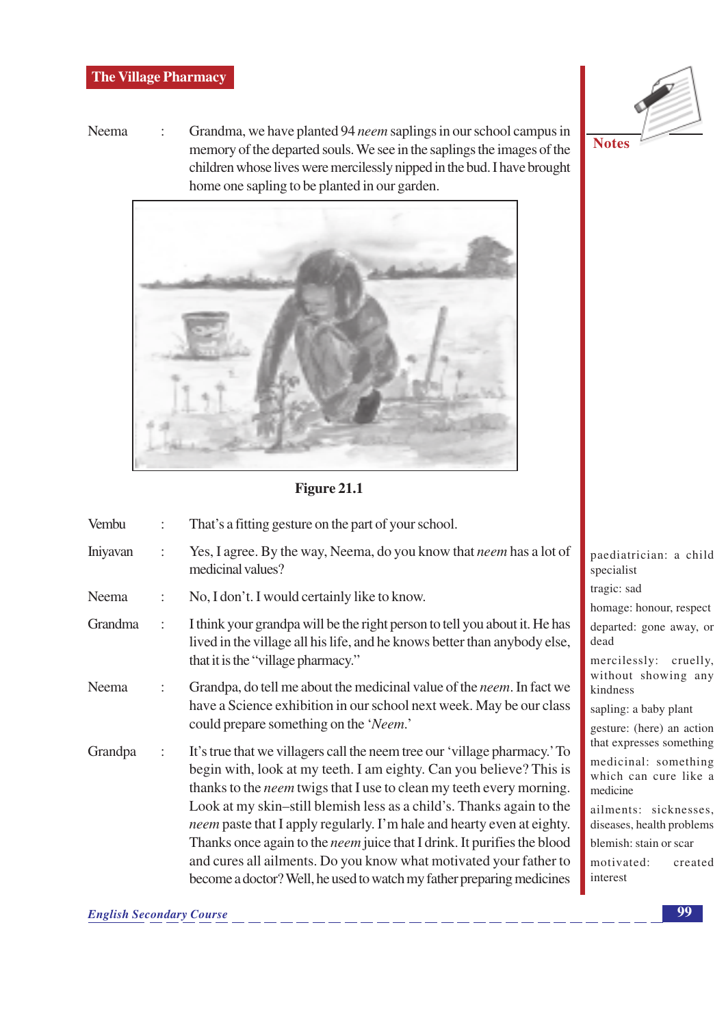Neema : Grandma, we have planted 94 *neem* saplings in our school campus in memory of the departed souls. We see in the saplings the images of the children whose lives were mercilessly nipped in the bud. I have brought home one sapling to be planted in our garden.

**Figure 21.1**

Vembu : That's a fitting gesture on the part of your school.

Iniyavan : Yes, I agree. By the way, Neema, do you know that *neem* has a lot of medicinal values?

Neema : No, I don't. I would certainly like to know.

Grandma : I think your grandpa will be the right person to tell you about it. He has lived in the village all his life, and he knows better than anybody else, that it is the "village pharmacy."

Neema : Grandpa, do tell me about the medicinal value of the *neem*. In fact we have a Science exhibition in our school next week. May be our class could prepare something on the '*Neem*.'

Grandpa : It's true that we villagers call the neem tree our 'village pharmacy.' To begin with, look at my teeth. I am eighty. Can you believe? This is thanks to the *neem* twigs that I use to clean my teeth every morning. Look at my skin–still blemish less as a child's. Thanks again to the *neem* paste that I apply regularly. I'm hale and hearty even at eighty. Thanks once again to the *neem* juice that I drink. It purifies the blood and cures all ailments. Do you know what motivated your father to become a doctor? Well, he used to watch my father preparing medicines

**Notes**

paediatrician: a child specialist

tragic: sad

homage: honour, respect

departed: gone away, or dead

mercilessly: cruelly, without showing any kindness

sapling: a baby plant

gesture: (here) an action that expresses something

medicinal: something which can cure like a medicine

ailments: sicknesses, diseases, health problems

blemish: stain or scar

motivated: created interest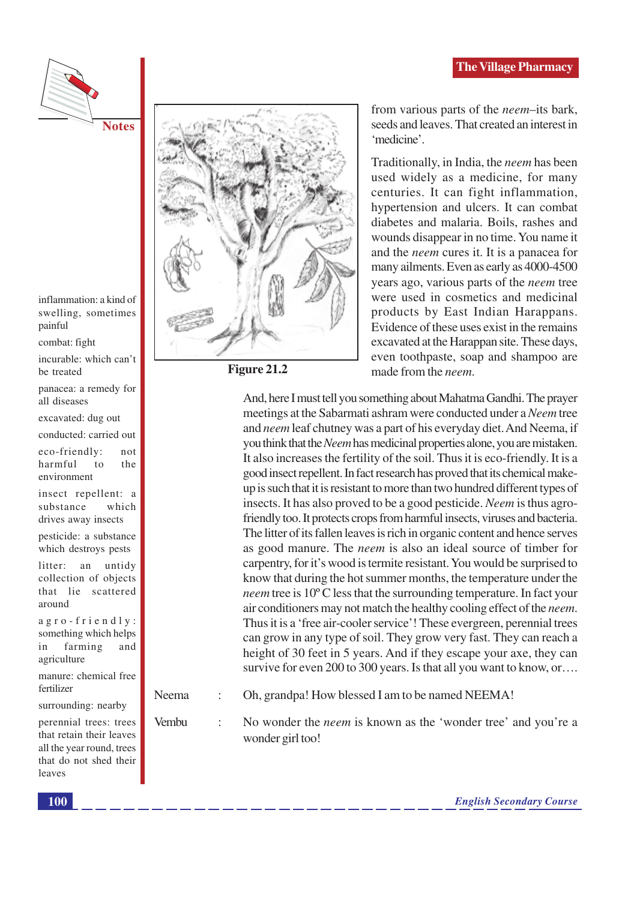Figure 21.2

from various parts of the *neem*–its bark, seeds and leaves. That created an interest in 'medicine'.

Traditionally, in India, the *neem* has been used widely as a medicine, for many centuries. It can fight inflammation, hypertension and ulcers. It can combat diabetes and malaria. Boils, rashes and wounds disappear in no time. You name it and the *neem* cures it. It is a panacea for many ailments. Even as early as 4000-4500 years ago, various parts of the *neem* tree were used in cosmetics and medicinal products by East Indian Harappans. Evidence of these uses exist in the remains excavated at the Harappan site. These days, even toothpaste, soap and shampoo are made from the *neem*.

And, here I must tell you something about Mahatma Gandhi. The prayer meetings at the Sabarmati ashram were conducted under a *Neem* tree and *neem* leaf chutney was a part of his everyday diet. And Neema, if you think that the *Neem* has medicinal properties alone, you are mistaken. It also increases the fertility of the soil. Thus it is eco-friendly. It is a good insect repellent. In fact research has proved that its chemical make-up is such that it is resistant to more than two hundred different types of insects. It has also proved to be a good pesticide. *Neem* is thus agro-friendly too. It protects crops from harmful insects, viruses and bacteria. The litter of its fallen leaves is rich in organic content and hence serves as good manure. The *neem* is also an ideal source of timber for carpentry, for it's wood is termite resistant. You would be surprised to know that during the hot summer months, the temperature under the *neem* tree is 10º C less that the surrounding temperature. In fact your air conditioners may not match the healthy cooling effect of the *neem*. Thus it is a 'free air-cooler service'! These evergreen, perennial trees can grow in any type of soil. They grow very fast. They can reach a height of 30 feet in 5 years. And if they escape your axe, they can survive for even 200 to 300 years. Is that all you want to know, or….

Neema : Oh, grandpa! How blessed I am to be named NEEMA!

Vembu : No wonder the *neem* is known as the 'wonder tree' and you're a wonder girl too!

**Notes**

inflammation: a kind of swelling, sometimes painful

combat: fight

incurable: which can't be treated

panacea: a remedy for all diseases

excavated: dug out

conducted: carried out

eco-friendly: not harmful to the environment

insect repellent: a substance which drives away insects

pesticide: a substance which destroys pests

litter: an untidy collection of objects that lie scattered around

agro-friendly: something which helps in farming and agriculture

manure: chemical free fertilizer

surrounding: nearby

perennial trees: trees that retain their leaves all the year round, trees that do not shed their leaves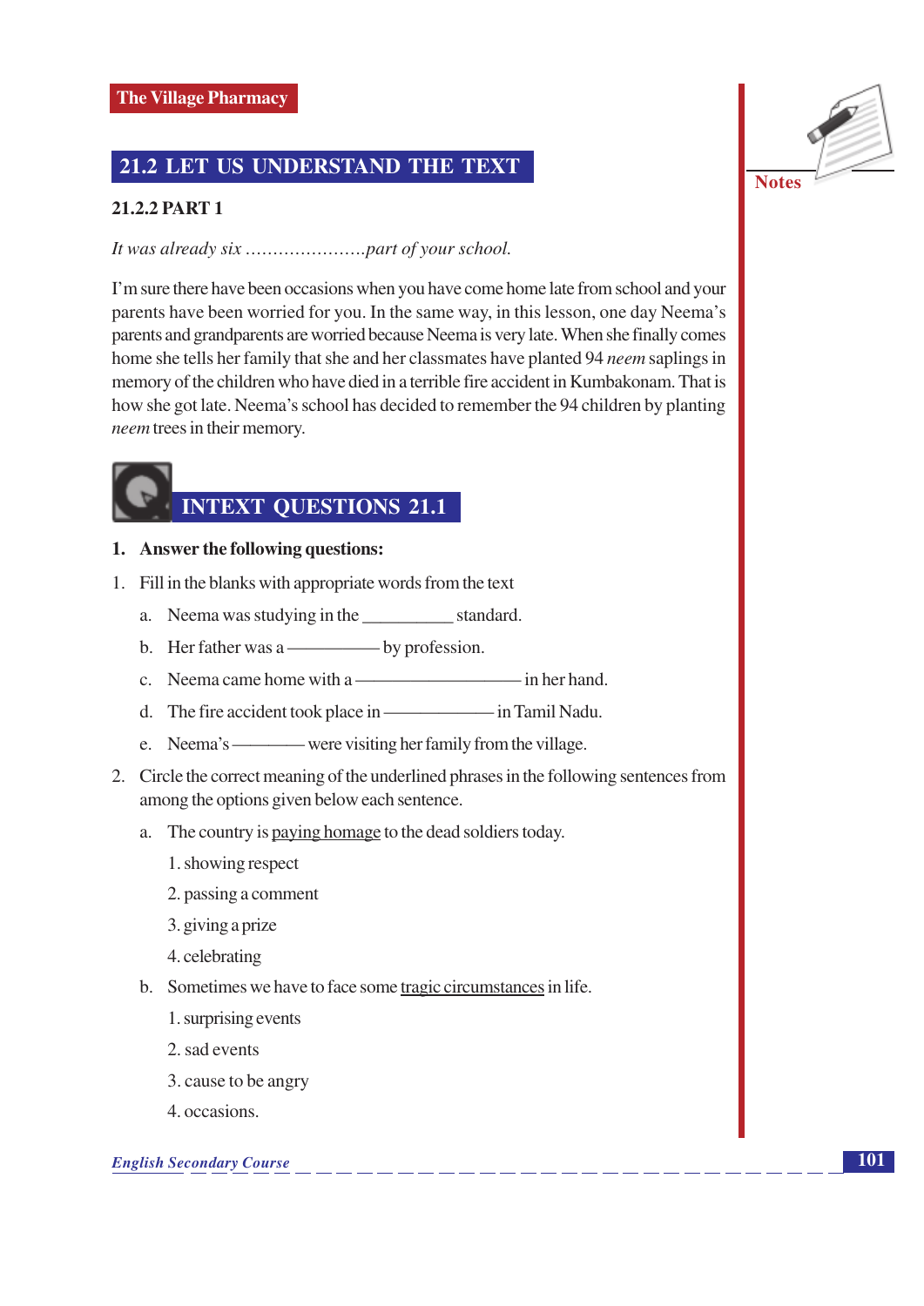## 21.2 LET US UNDERSTAND THE TEXT

### 21.2.2 PART 1

*It was already six ......................part of your school.*

I'm sure there have been occasions when you have come home late from school and your parents have been worried for you. In the same way, in this lesson, one day Neema's parents and grandparents are worried because Neema is very late. When she finally comes home she tells her family that she and her classmates have planted 94 *neem* saplings in memory of the children who have died in a terrible fire accident in Kumbakonam. That is how she got late. Neema's school has decided to remember the 94 children by planting *neem* trees in their memory.

## INTEXT QUESTIONS 21.1

**1. Answer the following questions:**

1. Fill in the blanks with appropriate words from the text

   a. Neema was studying in the __________ standard.

   b. Her father was a —————— by profession.

   c. Neema came home with a —————————— in her hand.

   d. The fire accident took place in ——————— in Tamil Nadu.

   e. Neema's ————— were visiting her family from the village.

2. Circle the correct meaning of the underlined phrases in the following sentences from among the options given below each sentence.

   a. The country is <u>paying homage</u> to the dead soldiers today.

      1. showing respect

      2. passing a comment

      3. giving a prize

      4. celebrating

   b. Sometimes we have to face some <u>tragic circumstances</u> in life.

      1. surprising events

      2. sad events

      3. cause to be angry

      4. occasions.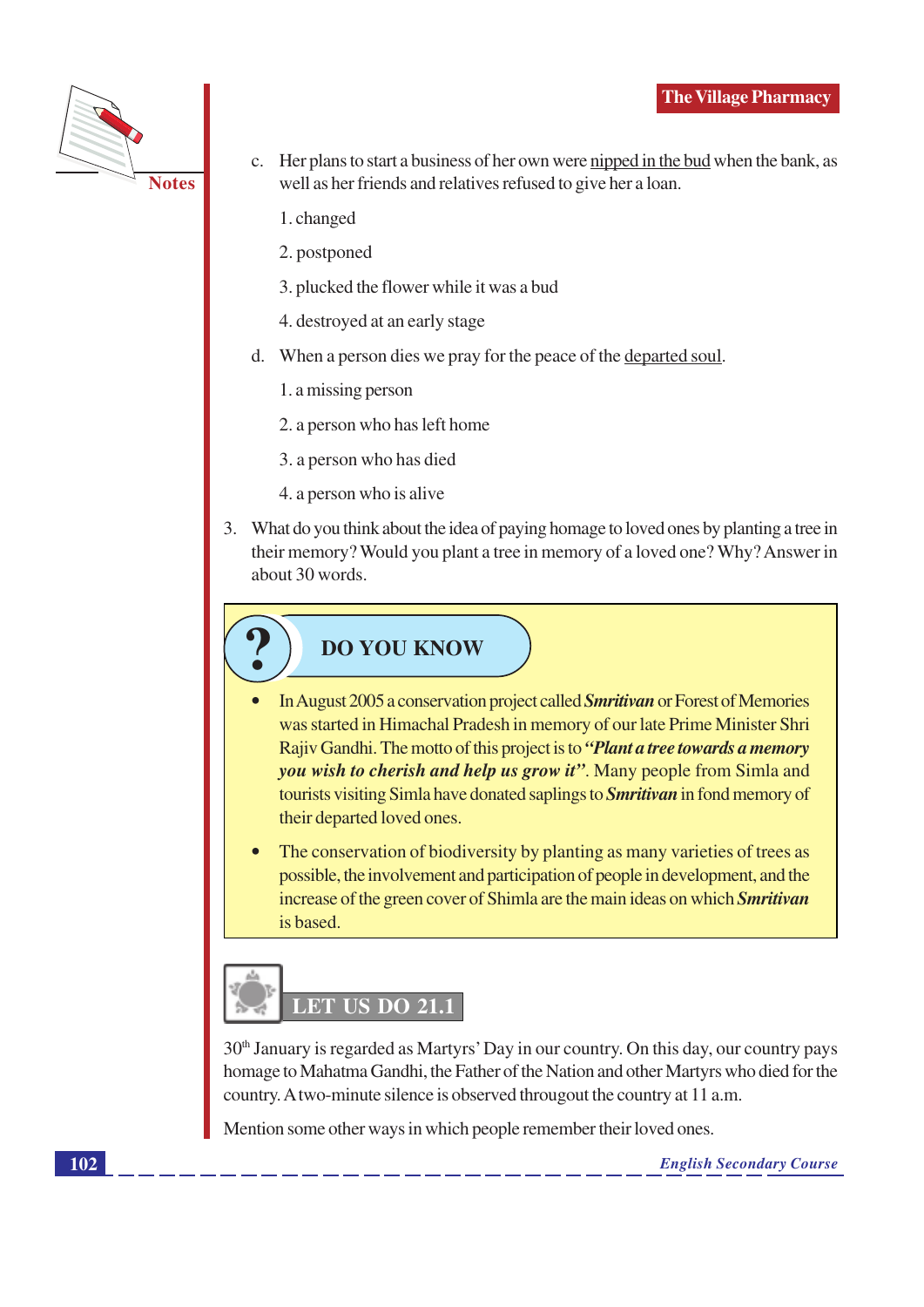c. Her plans to start a business of her own were <u>nipped in the bud</u> when the bank, as well as her friends and relatives refused to give her a loan.

   1. changed

   2. postponed

   3. plucked the flower while it was a bud

   4. destroyed at an early stage

d. When a person dies we pray for the peace of the <u>departed soul</u>.

   1. a missing person

   2. a person who has left home

   3. a person who has died

   4. a person who is alive

3. What do you think about the idea of paying homage to loved ones by planting a tree in their memory? Would you plant a tree in memory of a loved one? Why? Answer in about 30 words.

## DO YOU KNOW

- In August 2005 a conservation project called ***Smritivan*** or Forest of Memories was started in Himachal Pradesh in memory of our late Prime Minister Shri Rajiv Gandhi. The motto of this project is to ***"Plant a tree towards a memory you wish to cherish and help us grow it"***. Many people from Simla and tourists visiting Simla have donated saplings to ***Smritivan*** in fond memory of their departed loved ones.
- The conservation of biodiversity by planting as many varieties of trees as possible, the involvement and participation of people in development, and the increase of the green cover of Shimla are the main ideas on which ***Smritivan*** is based.

## LET US DO 21.1

30th January is regarded as Martyrs' Day in our country. On this day, our country pays homage to Mahatma Gandhi, the Father of the Nation and other Martyrs who died for the country. A two-minute silence is observed througout the country at 11 a.m.

Mention some other ways in which people remember their loved ones.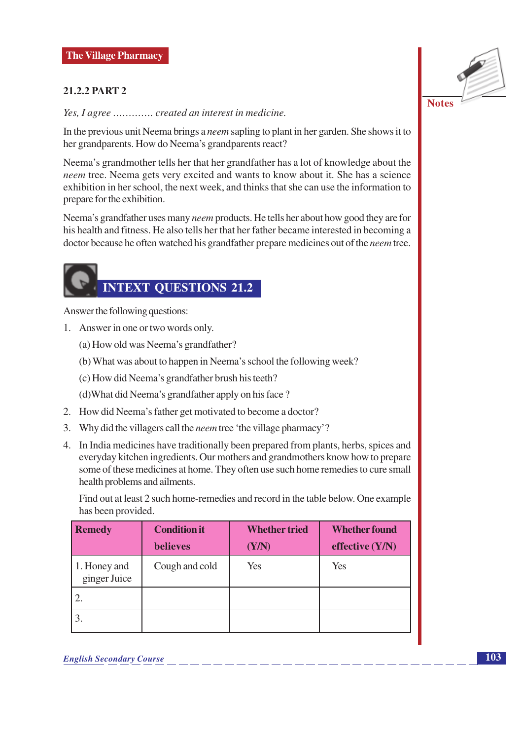### 21.2.2 PART 2

*Yes, I agree …………. created an interest in medicine.*

In the previous unit Neema brings a *neem* sapling to plant in her garden. She shows it to her grandparents. How do Neema's grandparents react?

Neema's grandmother tells her that her grandfather has a lot of knowledge about the *neem* tree. Neema gets very excited and wants to know about it. She has a science exhibition in her school, the next week, and thinks that she can use the information to prepare for the exhibition.

Neema's grandfather uses many *neem* products. He tells her about how good they are for his health and fitness. He also tells her that her father became interested in becoming a doctor because he often watched his grandfather prepare medicines out of the *neem* tree.

## INTEXT QUESTIONS 21.2

Answer the following questions:

1. Answer in one or two words only.

   (a) How old was Neema's grandfather?

   (b) What was about to happen in Neema's school the following week?

   (c) How did Neema's grandfather brush his teeth?

   (d) What did Neema's grandfather apply on his face ?

2. How did Neema's father get motivated to become a doctor?
3. Why did the villagers call the *neem* tree 'the village pharmacy'?
4. In India medicines have traditionally been prepared from plants, herbs, spices and everyday kitchen ingredients. Our mothers and grandmothers know how to prepare some of these medicines at home. They often use such home remedies to cure small health problems and ailments.

   Find out at least 2 such home-remedies and record in the table below. One example has been provided.

| Remedy | Condition it believes | Whether tried (Y/N) | Whether found effective (Y/N) |
|---|---|---|---|
| 1. Honey and ginger Juice | Cough and cold | Yes | Yes |
| 2. | | | |
| 3. | | | |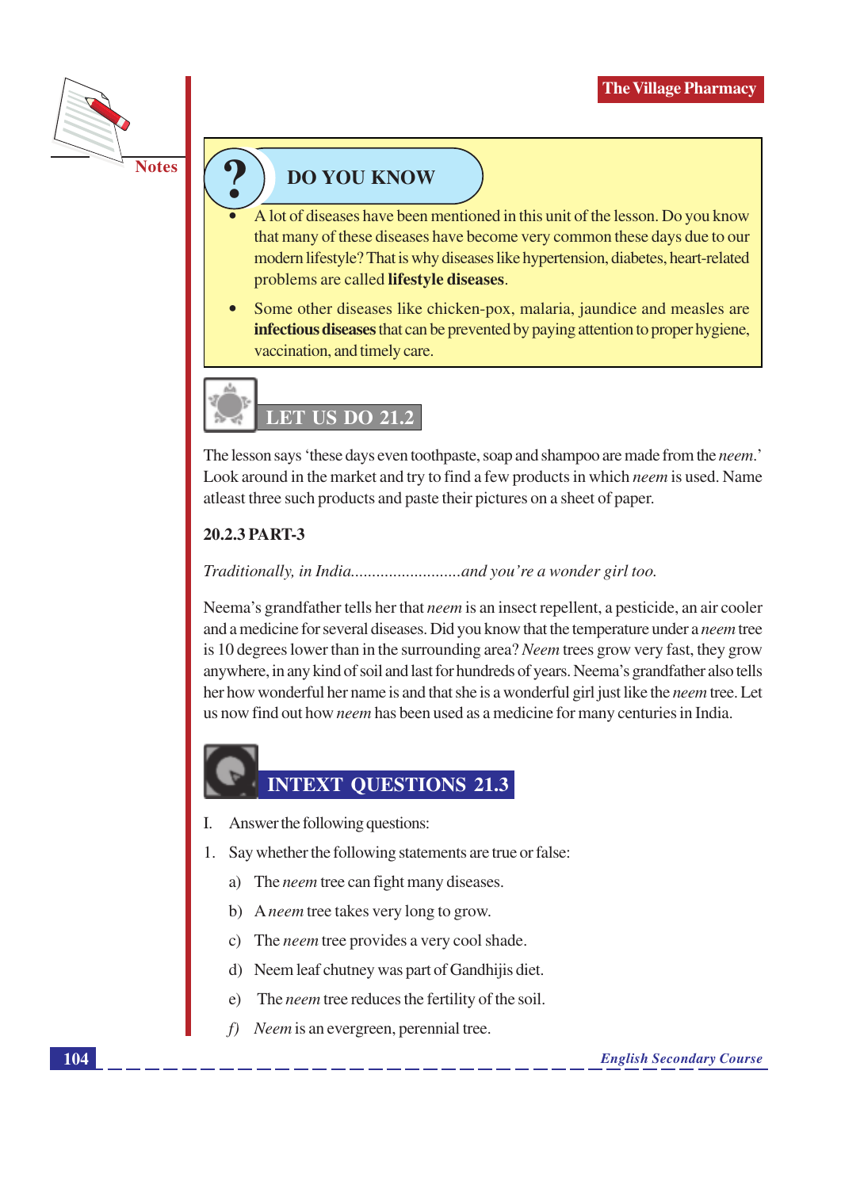## DO YOU KNOW

- A lot of diseases have been mentioned in this unit of the lesson. Do you know that many of these diseases have become very common these days due to our modern lifestyle? That is why diseases like hypertension, diabetes, heart-related problems are called **lifestyle diseases**.
- Some other diseases like chicken-pox, malaria, jaundice and measles are **infectious diseases** that can be prevented by paying attention to proper hygiene, vaccination, and timely care.

## LET US DO 21.2

The lesson says 'these days even toothpaste, soap and shampoo are made from the *neem*.' Look around in the market and try to find a few products in which *neem* is used. Name atleast three such products and paste their pictures on a sheet of paper.

### 20.2.3 PART-3

*Traditionally, in India.........................and you're a wonder girl too.*

Neema's grandfather tells her that *neem* is an insect repellent, a pesticide, an air cooler and a medicine for several diseases. Did you know that the temperature under a *neem* tree is 10 degrees lower than in the surrounding area? *Neem* trees grow very fast, they grow anywhere, in any kind of soil and last for hundreds of years. Neema's grandfather also tells her how wonderful her name is and that she is a wonderful girl just like the *neem* tree. Let us now find out how *neem* has been used as a medicine for many centuries in India.

## INTEXT QUESTIONS 21.3

I. Answer the following questions:

1. Say whether the following statements are true or false:

   a) The *neem* tree can fight many diseases.

   b) A *neem* tree takes very long to grow.

   c) The *neem* tree provides a very cool shade.

   d) Neem leaf chutney was part of Gandhijis diet.

   e) The *neem* tree reduces the fertility of the soil.

   *f)* *Neem* is an evergreen, perennial tree.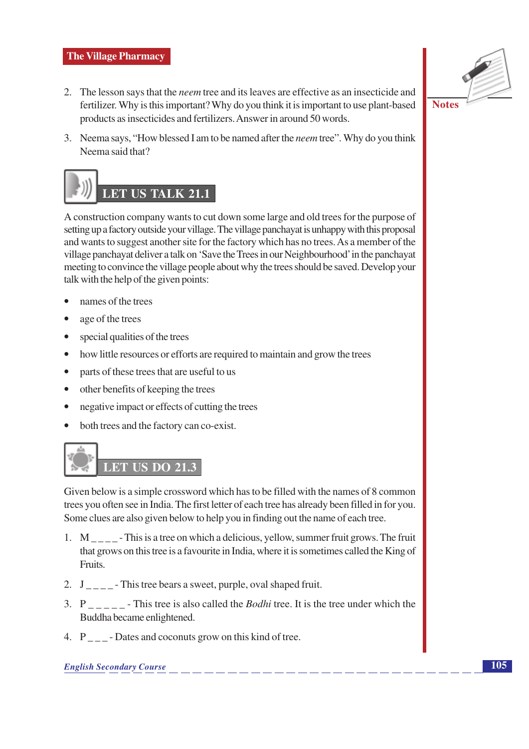2. The lesson says that the *neem* tree and its leaves are effective as an insecticide and fertilizer. Why is this important? Why do you think it is important to use plant-based products as insecticides and fertilizers. Answer in around 50 words.

3. Neema says, "How blessed I am to be named after the *neem* tree". Why do you think Neema said that?

## LET US TALK 21.1

A construction company wants to cut down some large and old trees for the purpose of setting up a factory outside your village. The village panchayat is unhappy with this proposal and wants to suggest another site for the factory which has no trees. As a member of the village panchayat deliver a talk on 'Save the Trees in our Neighbourhood' in the panchayat meeting to convince the village people about why the trees should be saved. Develop your talk with the help of the given points:

- names of the trees
- age of the trees
- special qualities of the trees
- how little resources or efforts are required to maintain and grow the trees
- parts of these trees that are useful to us
- other benefits of keeping the trees
- negative impact or effects of cutting the trees
- both trees and the factory can co-exist.

## LET US DO 21.3

Given below is a simple crossword which has to be filled with the names of 8 common trees you often see in India. The first letter of each tree has already been filled in for you. Some clues are also given below to help you in finding out the name of each tree.

1. M _ _ _ _ - This is a tree on which a delicious, yellow, summer fruit grows. The fruit that grows on this tree is a favourite in India, where it is sometimes called the King of Fruits.

2. J _ _ _ _ - This tree bears a sweet, purple, oval shaped fruit.

3. P _ _ _ _ _ - This tree is also called the *Bodhi* tree. It is the tree under which the Buddha became enlightened.

4. P _ _ _ - Dates and coconuts grow on this kind of tree.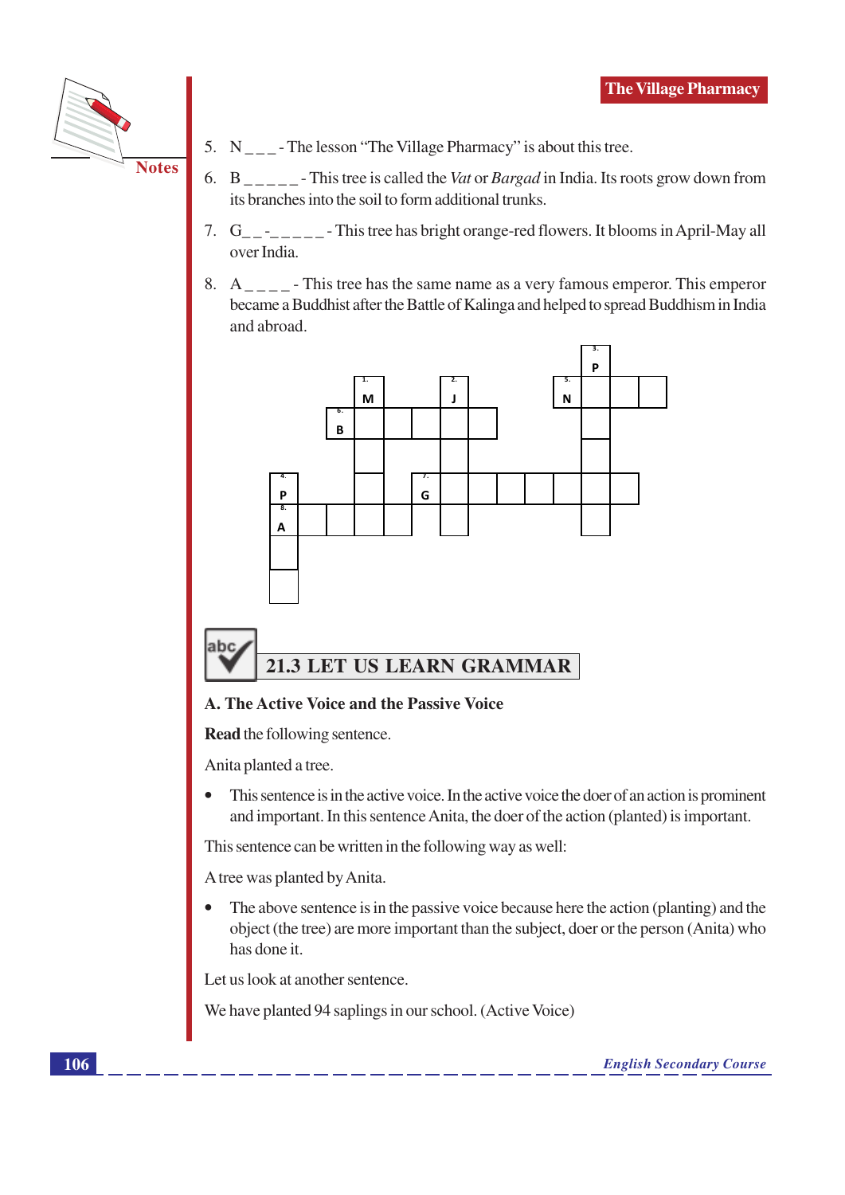5. N _ _ _ - The lesson "The Village Pharmacy" is about this tree.

6. B _ _ _ _ _ - This tree is called the *Vat* or *Bargad* in India. Its roots grow down from its branches into the soil to form additional trunks.

7. G_ _ -_ _ _ _ _ - This tree has bright orange-red flowers. It blooms in April-May all over India.

8. A _ _ _ _ - This tree has the same name as a very famous emperor. This emperor became a Buddhist after the Battle of Kalinga and helped to spread Buddhism in India and abroad.

## 21.3 LET US LEARN GRAMMAR

### A. The Active Voice and the Passive Voice

**Read** the following sentence.

Anita planted a tree.

- This sentence is in the active voice. In the active voice the doer of an action is prominent and important. In this sentence Anita, the doer of the action (planted) is important.

This sentence can be written in the following way as well:

A tree was planted by Anita.

- The above sentence is in the passive voice because here the action (planting) and the object (the tree) are more important than the subject, doer or the person (Anita) who has done it.

Let us look at another sentence.

We have planted 94 saplings in our school. (Active Voice)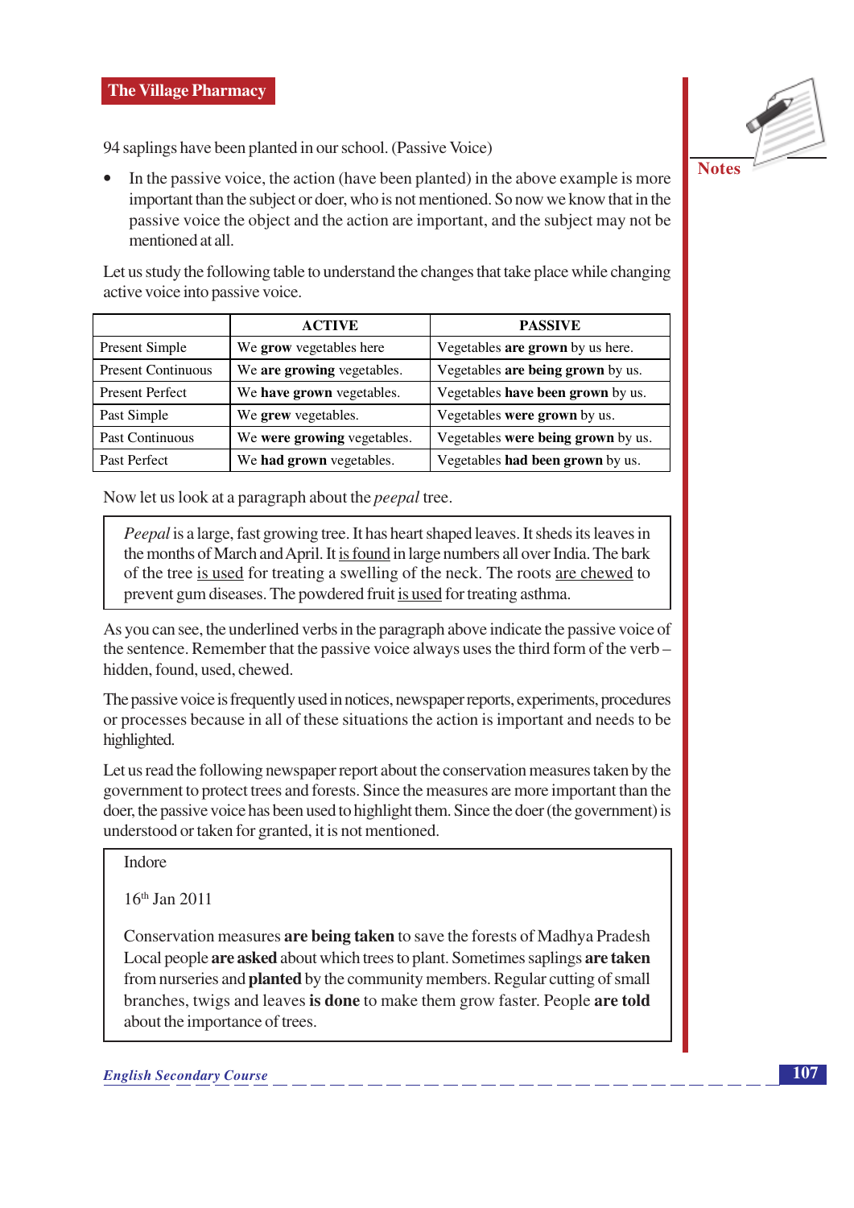94 saplings have been planted in our school. (Passive Voice)

- In the passive voice, the action (have been planted) in the above example is more important than the subject or doer, who is not mentioned. So now we know that in the passive voice the object and the action are important, and the subject may not be mentioned at all.

Let us study the following table to understand the changes that take place while changing active voice into passive voice.

| | ACTIVE | PASSIVE |
|---|---|---|
| Present Simple | We **grow** vegetables here | Vegetables **are grown** by us here. |
| Present Continuous | We **are growing** vegetables. | Vegetables **are being grown** by us. |
| Present Perfect | We **have grown** vegetables. | Vegetables **have been grown** by us. |
| Past Simple | We **grew** vegetables. | Vegetables **were grown** by us. |
| Past Continuous | We **were growing** vegetables. | Vegetables **were being grown** by us. |
| Past Perfect | We **had grown** vegetables. | Vegetables **had been grown** by us. |

Now let us look at a paragraph about the *peepal* tree.

> *Peepal* is a large, fast growing tree. It has heart shaped leaves. It sheds its leaves in the months of March and April. It <u>is found</u> in large numbers all over India. The bark of the tree <u>is used</u> for treating a swelling of the neck. The roots <u>are chewed</u> to prevent gum diseases. The powdered fruit <u>is used</u> for treating asthma.

As you can see, the underlined verbs in the paragraph above indicate the passive voice of the sentence. Remember that the passive voice always uses the third form of the verb – hidden, found, used, chewed.

The passive voice is frequently used in notices, newspaper reports, experiments, procedures or processes because in all of these situations the action is important and needs to be highlighted.

Let us read the following newspaper report about the conservation measures taken by the government to protect trees and forests. Since the measures are more important than the doer, the passive voice has been used to highlight them. Since the doer (the government) is understood or taken for granted, it is not mentioned.

> Indore
>
> 16th Jan 2011
>
> Conservation measures **are being taken** to save the forests of Madhya Pradesh Local people **are asked** about which trees to plant. Sometimes saplings **are taken** from nurseries and **planted** by the community members. Regular cutting of small branches, twigs and leaves **is done** to make them grow faster. People **are told** about the importance of trees.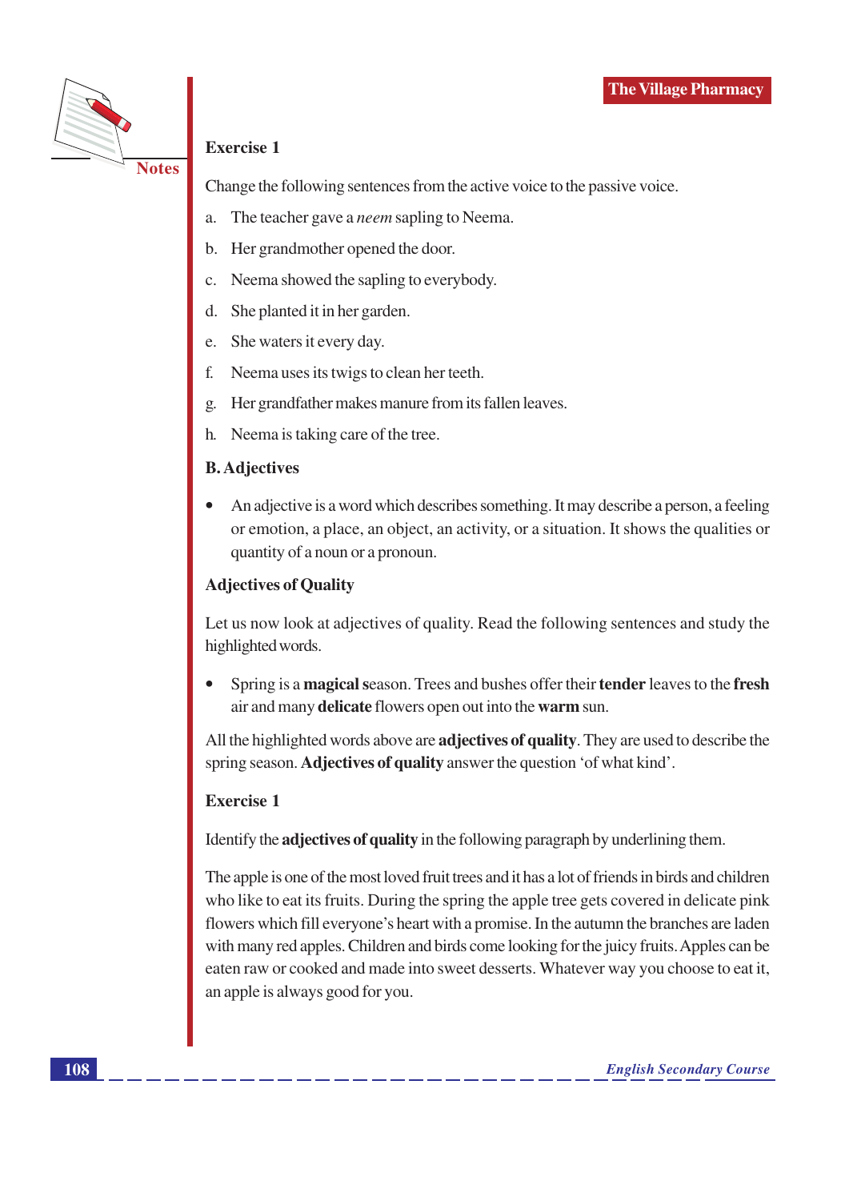### Exercise 1

Change the following sentences from the active voice to the passive voice.

a. The teacher gave a *neem* sapling to Neema.

b. Her grandmother opened the door.

c. Neema showed the sapling to everybody.

d. She planted it in her garden.

e. She waters it every day.

f. Neema uses its twigs to clean her teeth.

g. Her grandfather makes manure from its fallen leaves.

h. Neema is taking care of the tree.

### B. Adjectives

- An adjective is a word which describes something. It may describe a person, a feeling or emotion, a place, an object, an activity, or a situation. It shows the qualities or quantity of a noun or a pronoun.

### Adjectives of Quality

Let us now look at adjectives of quality. Read the following sentences and study the highlighted words.

- Spring is a **magical** season. Trees and bushes offer their **tender** leaves to the **fresh** air and many **delicate** flowers open out into the **warm** sun.

All the highlighted words above are **adjectives of quality**. They are used to describe the spring season. **Adjectives of quality** answer the question 'of what kind'.

### Exercise 1

Identify the **adjectives of quality** in the following paragraph by underlining them.

The apple is one of the most loved fruit trees and it has a lot of friends in birds and children who like to eat its fruits. During the spring the apple tree gets covered in delicate pink flowers which fill everyone's heart with a promise. In the autumn the branches are laden with many red apples. Children and birds come looking for the juicy fruits. Apples can be eaten raw or cooked and made into sweet desserts. Whatever way you choose to eat it, an apple is always good for you.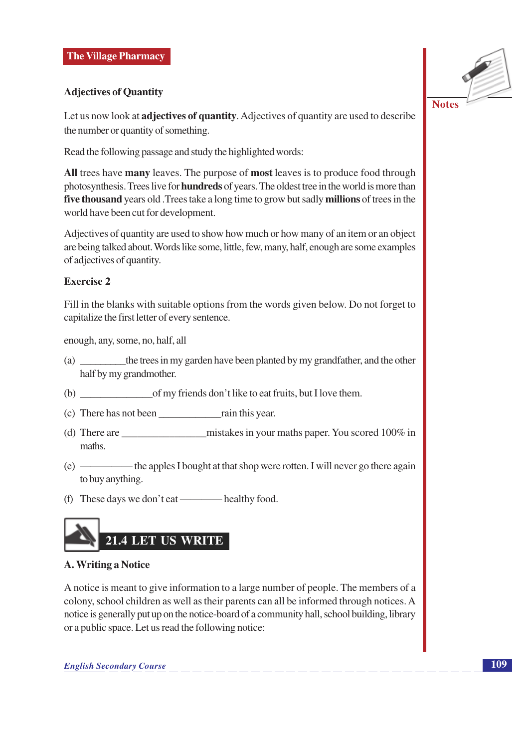### Adjectives of Quantity

Let us now look at **adjectives of quantity**. Adjectives of quantity are used to describe the number or quantity of something.

Read the following passage and study the highlighted words:

**All** trees have **many** leaves. The purpose of **most** leaves is to produce food through photosynthesis. Trees live for **hundreds** of years. The oldest tree in the world is more than **five thousand** years old .Trees take a long time to grow but sadly **millions** of trees in the world have been cut for development.

Adjectives of quantity are used to show how much or how many of an item or an object are being talked about. Words like some, little, few, many, half, enough are some examples of adjectives of quantity.

### Exercise 2

Fill in the blanks with suitable options from the words given below. Do not forget to capitalize the first letter of every sentence.

enough, any, some, no, half, all

(a) _________the trees in my garden have been planted by my grandfather, and the other half by my grandmother.

(b) ______________of my friends don't like to eat fruits, but I love them.

(c) There has not been ____________rain this year.

(d) There are ________________mistakes in your maths paper. You scored 100% in maths.

(e) ―――――― the apples I bought at that shop were rotten. I will never go there again to buy anything.

(f) These days we don't eat ―――――― healthy food.

## 21.4 LET US WRITE

### A. Writing a Notice

A notice is meant to give information to a large number of people. The members of a colony, school children as well as their parents can all be informed through notices. A notice is generally put up on the notice-board of a community hall, school building, library or a public space. Let us read the following notice: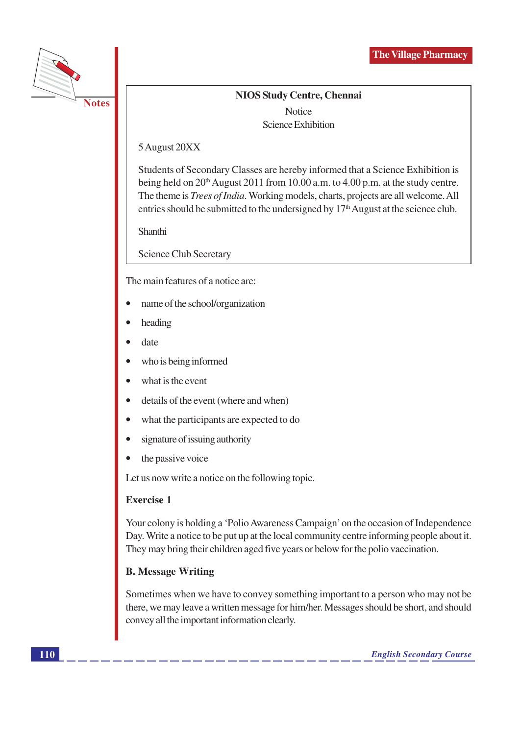**NIOS Study Centre, Chennai**

Notice

Science Exhibition

5 August 20XX

Students of Secondary Classes are hereby informed that a Science Exhibition is being held on 20th August 2011 from 10.00 a.m. to 4.00 p.m. at the study centre. The theme is *Trees of India*. Working models, charts, projects are all welcome. All entries should be submitted to the undersigned by 17th August at the science club.

Shanthi

Science Club Secretary

The main features of a notice are:

- name of the school/organization
- heading
- date
- who is being informed
- what is the event
- details of the event (where and when)
- what the participants are expected to do
- signature of issuing authority
- the passive voice

Let us now write a notice on the following topic.

**Exercise 1**

Your colony is holding a 'Polio Awareness Campaign' on the occasion of Independence Day. Write a notice to be put up at the local community centre informing people about it. They may bring their children aged five years or below for the polio vaccination.

**B. Message Writing**

Sometimes when we have to convey something important to a person who may not be there, we may leave a written message for him/her. Messages should be short, and should convey all the important information clearly.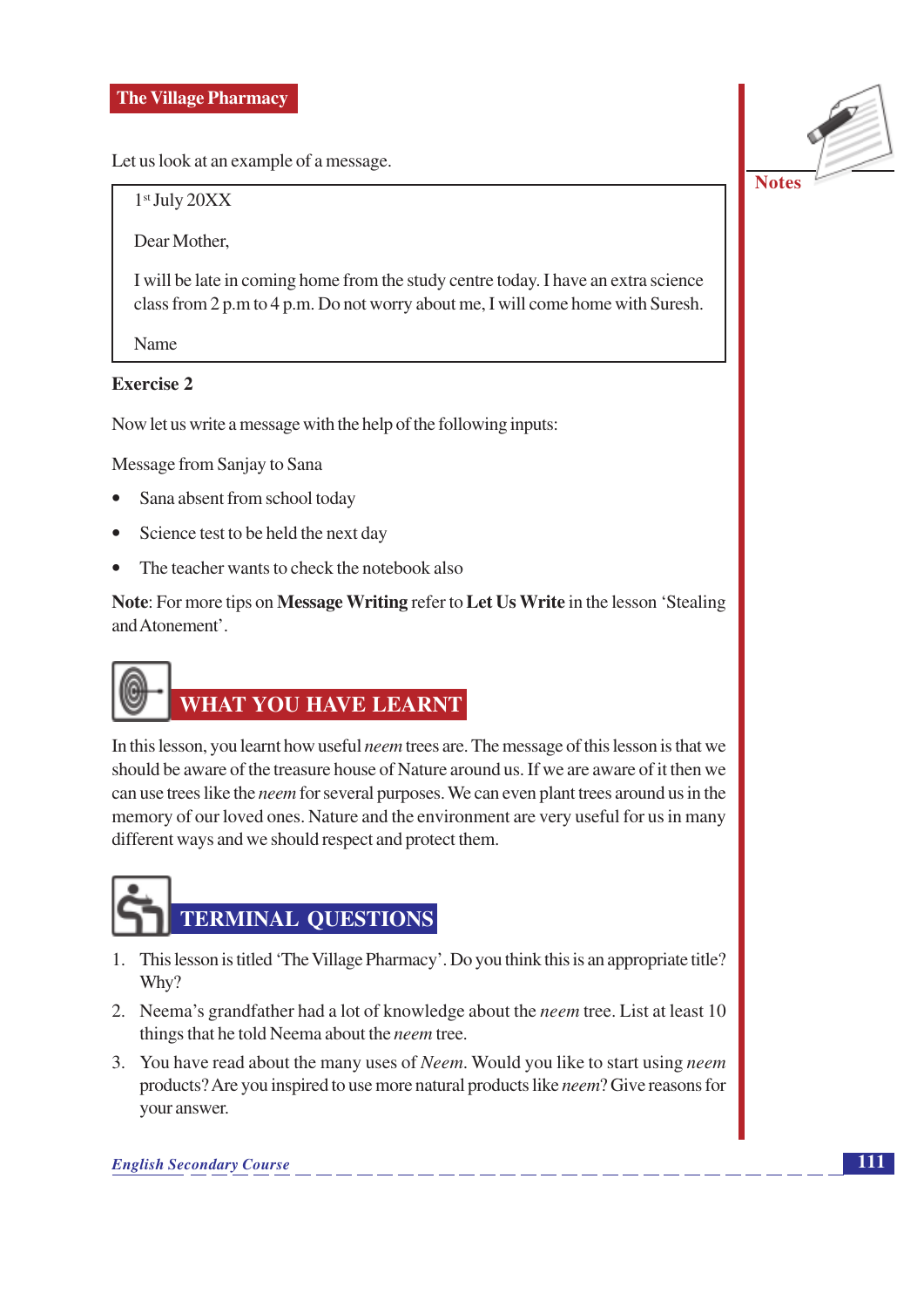Let us look at an example of a message.

> 1st July 20XX
>
> Dear Mother,
>
> I will be late in coming home from the study centre today. I have an extra science class from 2 p.m to 4 p.m. Do not worry about me, I will come home with Suresh.
>
> Name

**Exercise 2**

Now let us write a message with the help of the following inputs:

Message from Sanjay to Sana

- Sana absent from school today
- Science test to be held the next day
- The teacher wants to check the notebook also

**Note**: For more tips on **Message Writing** refer to **Let Us Write** in the lesson 'Stealing and Atonement'.

## WHAT YOU HAVE LEARNT

In this lesson, you learnt how useful *neem* trees are. The message of this lesson is that we should be aware of the treasure house of Nature around us. If we are aware of it then we can use trees like the *neem* for several purposes. We can even plant trees around us in the memory of our loved ones. Nature and the environment are very useful for us in many different ways and we should respect and protect them.

## TERMINAL QUESTIONS

1. This lesson is titled 'The Village Pharmacy'. Do you think this is an appropriate title? Why?
2. Neema's grandfather had a lot of knowledge about the *neem* tree. List at least 10 things that he told Neema about the *neem* tree.
3. You have read about the many uses of *Neem*. Would you like to start using *neem* products? Are you inspired to use more natural products like *neem*? Give reasons for your answer.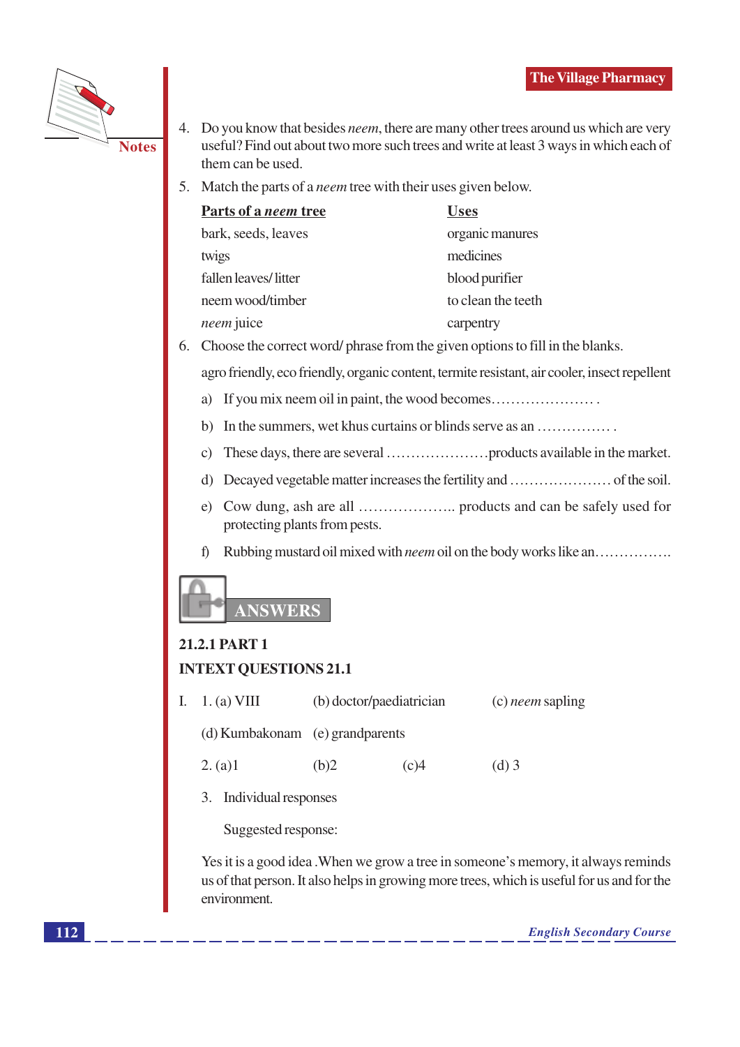4. Do you know that besides *neem*, there are many other trees around us which are very useful? Find out about two more such trees and write at least 3 ways in which each of them can be used.

5. Match the parts of a *neem* tree with their uses given below.

| **Parts of a *neem* tree** | **Uses** |
|---|---|
| bark, seeds, leaves | organic manures |
| twigs | medicines |
| fallen leaves/ litter | blood purifier |
| neem wood/timber | to clean the teeth |
| *neem* juice | carpentry |

6. Choose the correct word/ phrase from the given options to fill in the blanks.

   agro friendly, eco friendly, organic content, termite resistant, air cooler, insect repellent

   a) If you mix neem oil in paint, the wood becomes…………………. .

   b) In the summers, wet khus curtains or blinds serve as an ……………. .

   c) These days, there are several …………………products available in the market.

   d) Decayed vegetable matter increases the fertility and ………………… of the soil.

   e) Cow dung, ash are all ……………….. products and can be safely used for protecting plants from pests.

   f) Rubbing mustard oil mixed with *neem* oil on the body works like an…………….

## ANSWERS

### 21.2.1 PART 1

### INTEXT QUESTIONS 21.1

I. 1. (a) VIII (b) doctor/paediatrician (c) *neem* sapling

(d) Kumbakonam (e) grandparents

2. (a)1 (b)2 (c)4 (d) 3

3. Individual responses

   Suggested response:

   Yes it is a good idea .When we grow a tree in someone's memory, it always reminds us of that person. It also helps in growing more trees, which is useful for us and for the environment.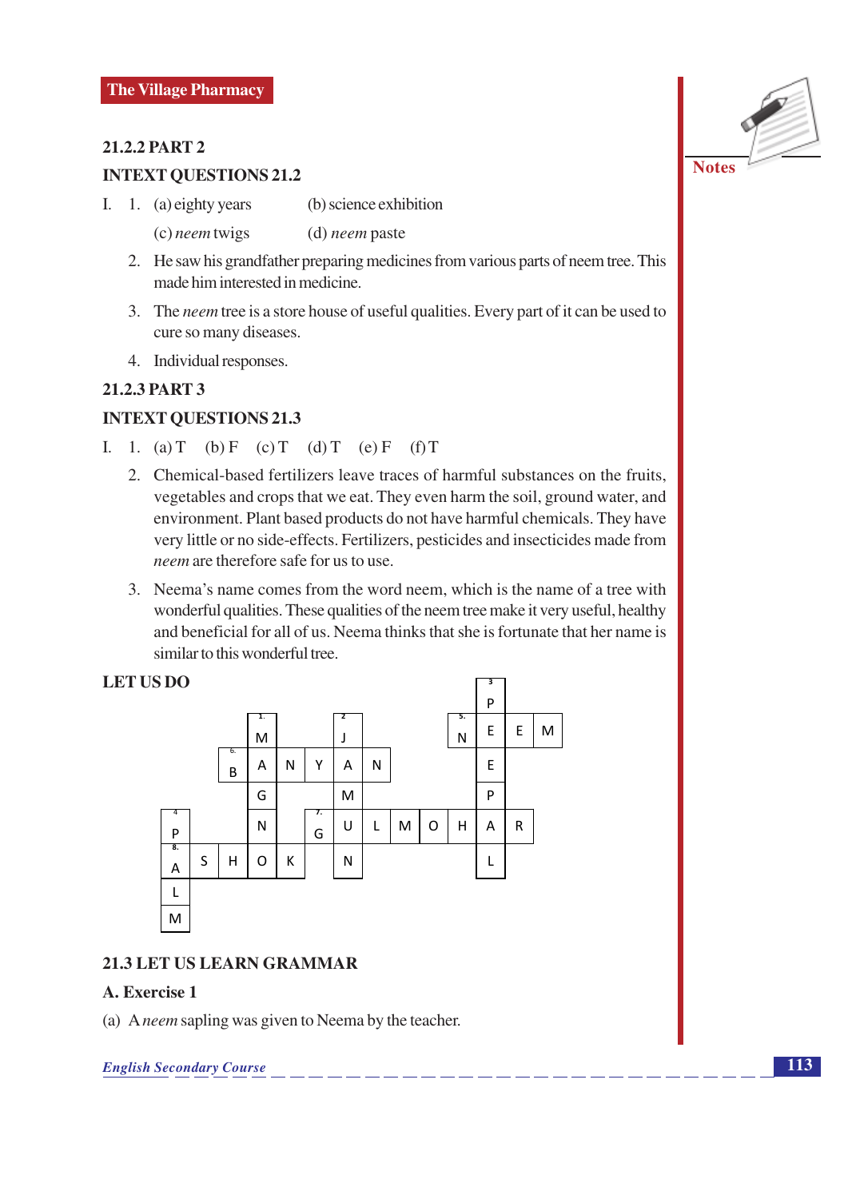### 21.2.2 PART 2

### INTEXT QUESTIONS 21.2

I. 1. (a) eighty years (b) science exhibition

(c) *neem* twigs (d) *neem* paste

2. He saw his grandfather preparing medicines from various parts of neem tree. This made him interested in medicine.

3. The *neem* tree is a store house of useful qualities. Every part of it can be used to cure so many diseases.

4. Individual responses.

### 21.2.3 PART 3

### INTEXT QUESTIONS 21.3

I. 1. (a) T (b) F (c) T (d) T (e) F (f) T

2. Chemical-based fertilizers leave traces of harmful substances on the fruits, vegetables and crops that we eat. They even harm the soil, ground water, and environment. Plant based products do not have harmful chemicals. They have very little or no side-effects. Fertilizers, pesticides and insecticides made from *neem* are therefore safe for us to use.

3. Neema's name comes from the word neem, which is the name of a tree with wonderful qualities. These qualities of the neem tree make it very useful, healthy and beneficial for all of us. Neema thinks that she is fortunate that her name is similar to this wonderful tree.

### LET US DO

| | | | | | | | | | | | | | |
|---|---|---|---|---|---|---|---|---|---|---|---|---|---|
| | | | | | | | | | | | (3) P | | |
| | | | (1) M | | | (2) J | | | | (5) N | E | E | M |
| | | (6) B | A | N | Y | A | N | | | | E | | |
| | | | G | | | M | | | | | P | | |
| (4) P | | | N | | (7) G | U | L | M | O | H | A | R | |
| (8) A | S | H | O | K | | N | | | | | L | | |
| L | | | | | | | | | | | | | |
| M | | | | | | | | | | | | | |

## 21.3 LET US LEARN GRAMMAR

### A. Exercise 1

(a) A *neem* sapling was given to Neema by the teacher.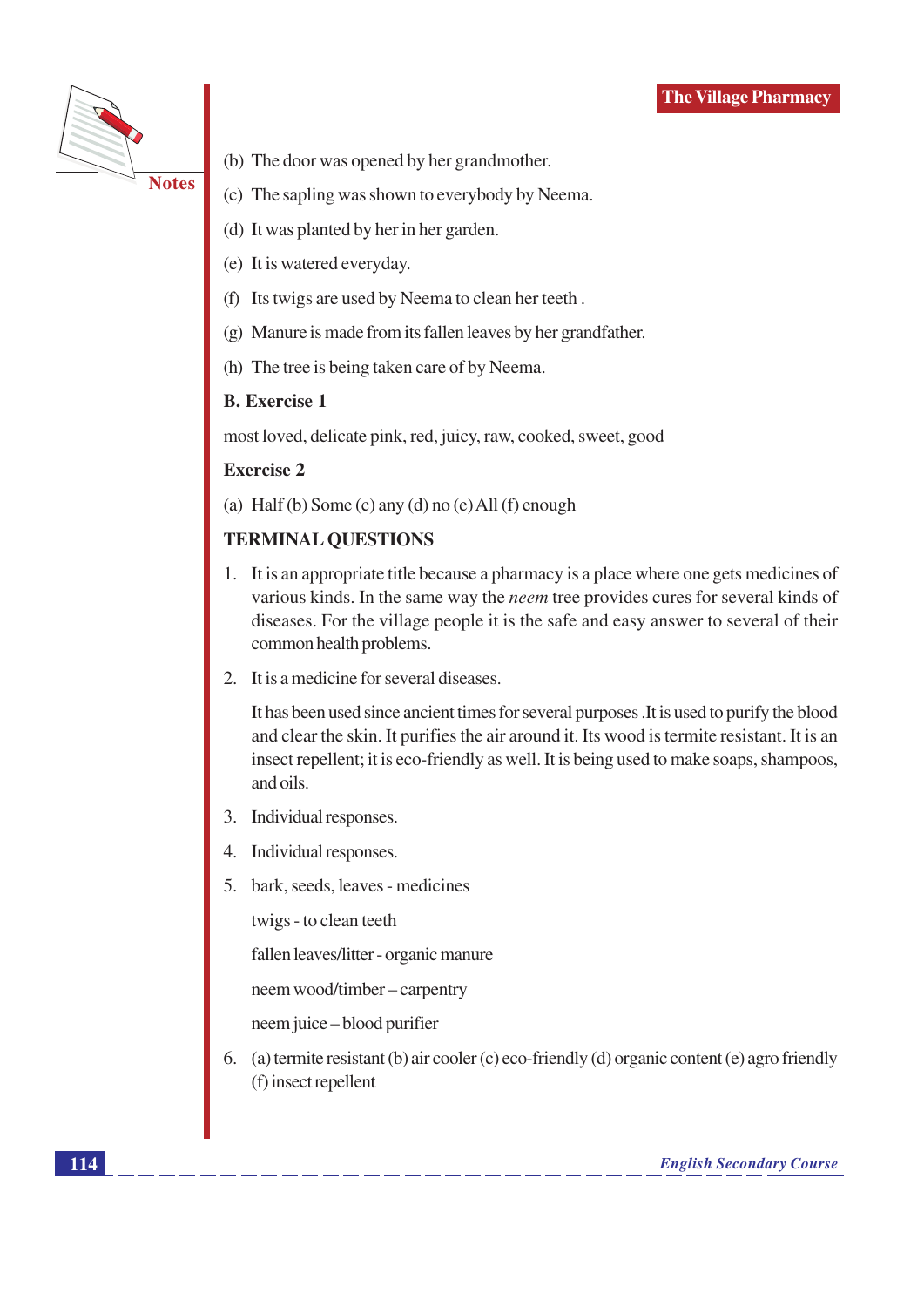(b) The door was opened by her grandmother.

(c) The sapling was shown to everybody by Neema.

(d) It was planted by her in her garden.

(e) It is watered everyday.

(f) Its twigs are used by Neema to clean her teeth .

(g) Manure is made from its fallen leaves by her grandfather.

(h) The tree is being taken care of by Neema.

**B. Exercise 1**

most loved, delicate pink, red, juicy, raw, cooked, sweet, good

**Exercise 2**

(a) Half (b) Some (c) any (d) no (e) All (f) enough

**TERMINAL QUESTIONS**

1. It is an appropriate title because a pharmacy is a place where one gets medicines of various kinds. In the same way the *neem* tree provides cures for several kinds of diseases. For the village people it is the safe and easy answer to several of their common health problems.

2. It is a medicine for several diseases.

   It has been used since ancient times for several purposes .It is used to purify the blood and clear the skin. It purifies the air around it. Its wood is termite resistant. It is an insect repellent; it is eco-friendly as well. It is being used to make soaps, shampoos, and oils.

3. Individual responses.

4. Individual responses.

5. bark, seeds, leaves - medicines

   twigs - to clean teeth

   fallen leaves/litter - organic manure

   neem wood/timber – carpentry

   neem juice – blood purifier

6. (a) termite resistant (b) air cooler (c) eco-friendly (d) organic content (e) agro friendly (f) insect repellent